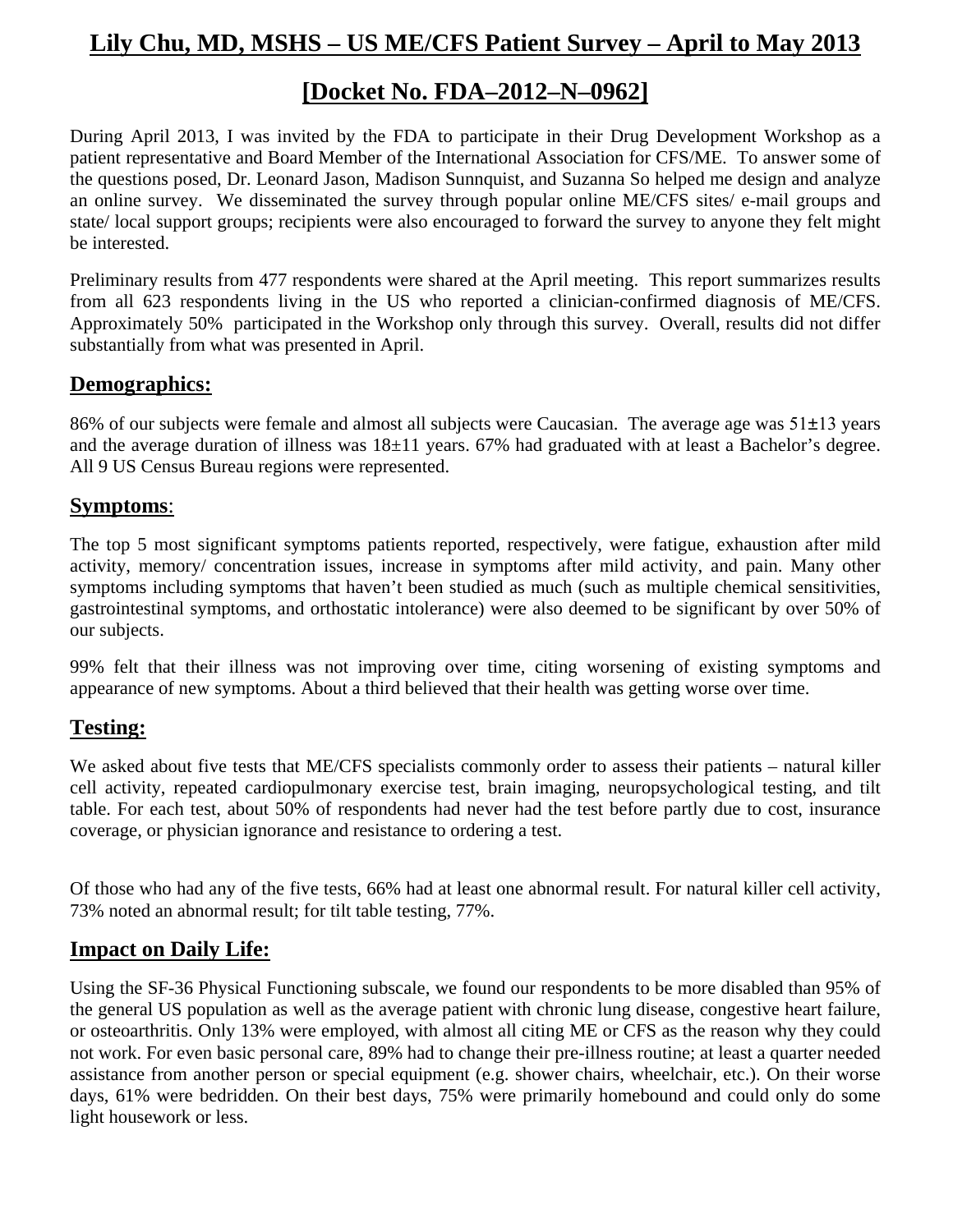# Lily Chu, MD, MSHS – US ME/CFS Patient Survey – April to May 2013

# [Docket No. FDA–2012–N–0962]

During April 2013, I was invited by the FDA to participate in their Drug Development Workshop as a patient representative and Board Member of the International Association for CFS/ME. To answer some of the questions posed, Dr. Leonard Jason, Madison Sunnquist, and Suzanna So helped me design and analyze an online survey. We disseminated the survey through popular online ME/CFS sites/ e-mail groups and state/ local support groups; recipients were also encouraged to forward the survey to anyone they felt might be interested.

Preliminary results from 477 respondents were shared at the April meeting. This report summarizes results from all 623 respondents living in the US who reported a clinician-confirmed diagnosis of ME/CFS. Approximately 50% participated in the Workshop only through this survey. Overall, results did not differ substantially from what was presented in April.

## Demographics:

86% of our subjects were female and almost all subjects were Caucasian. The average age was 51±13 years and the average duration of illness was 18±11 years. 67% had graduated with at least a Bachelor's degree. All 9 US Census Bureau regions were represented.

## Symptoms:

The top 5 most significant symptoms patients reported, respectively, were fatigue, exhaustion after mild activity, memory/ concentration issues, increase in symptoms after mild activity, and pain. Many other symptoms including symptoms that haven't been studied as much (such as multiple chemical sensitivities, gastrointestinal symptoms, and orthostatic intolerance) were also deemed to be significant by over 50% of our subjects.

99% felt that their illness was not improving over time, citing worsening of existing symptoms and appearance of new symptoms. About a third believed that their health was getting worse over time.

## Testing:

We asked about five tests that ME/CFS specialists commonly order to assess their patients – natural killer cell activity, repeated cardiopulmonary exercise test, brain imaging, neuropsychological testing, and tilt table. For each test, about 50% of respondents had never had the test before partly due to cost, insurance coverage, or physician ignorance and resistance to ordering a test.

Of those who had any of the five tests, 66% had at least one abnormal result. For natural killer cell activity, 73% noted an abnormal result; for tilt table testing, 77%.

## Impact on Daily Life:

Using the SF-36 Physical Functioning subscale, we found our respondents to be more disabled than 95% of the general US population as well as the average patient with chronic lung disease, congestive heart failure, or osteoarthritis. Only 13% were employed, with almost all citing ME or CFS as the reason why they could not work. For even basic personal care, 89% had to change their pre-illness routine; at least a quarter needed assistance from another person or special equipment (e.g. shower chairs, wheelchair, etc.). On their worse days, 61% were bedridden. On their best days, 75% were primarily homebound and could only do some light housework or less.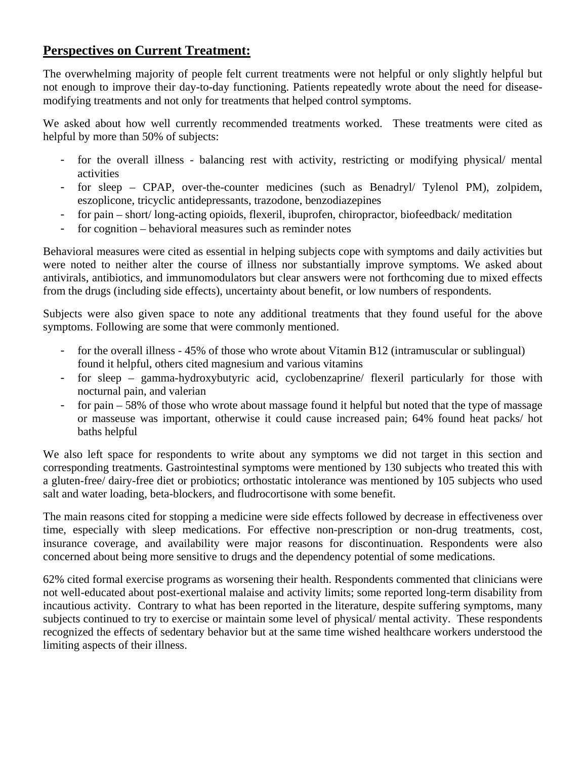## Perspectives on Current Treatment:

The overwhelming majority of people felt current treatments were not helpful or only slightly helpful but not enough to improve their day-to-day functioning. Patients repeatedly wrote about the need for disease-modifying treatments and not only for treatments that helped control symptoms.

We asked about how well currently recommended treatments worked. These treatments were cited as helpful by more than 50% of subjects:

- for the overall illness - balancing rest with activity, restricting or modifying physical/ mental activities
- for sleep – CPAP, over-the-counter medicines (such as Benadryl/ Tylenol PM), zolpidem, eszoplicone, tricyclic antidepressants, trazodone, benzodiazepines
- for pain – short/ long-acting opioids, flexeril, ibuprofen, chiropractor, biofeedback/ meditation
- for cognition – behavioral measures such as reminder notes

Behavioral measures were cited as essential in helping subjects cope with symptoms and daily activities but were noted to neither alter the course of illness nor substantially improve symptoms. We asked about antivirals, antibiotics, and immunomodulators but clear answers were not forthcoming due to mixed effects from the drugs (including side effects), uncertainty about benefit, or low numbers of respondents.

Subjects were also given space to note any additional treatments that they found useful for the above symptoms. Following are some that were commonly mentioned.

- for the overall illness - 45% of those who wrote about Vitamin B12 (intramuscular or sublingual) found it helpful, others cited magnesium and various vitamins
- for sleep – gamma-hydroxybutyric acid, cyclobenzaprine/ flexeril particularly for those with nocturnal pain, and valerian
- for pain – 58% of those who wrote about massage found it helpful but noted that the type of massage or masseuse was important, otherwise it could cause increased pain; 64% found heat packs/ hot baths helpful

We also left space for respondents to write about any symptoms we did not target in this section and corresponding treatments. Gastrointestinal symptoms were mentioned by 130 subjects who treated this with a gluten-free/ dairy-free diet or probiotics; orthostatic intolerance was mentioned by 105 subjects who used salt and water loading, beta-blockers, and fludrocortisone with some benefit.

The main reasons cited for stopping a medicine were side effects followed by decrease in effectiveness over time, especially with sleep medications. For effective non-prescription or non-drug treatments, cost, insurance coverage, and availability were major reasons for discontinuation. Respondents were also concerned about being more sensitive to drugs and the dependency potential of some medications.

62% cited formal exercise programs as worsening their health. Respondents commented that clinicians were not well-educated about post-exertional malaise and activity limits; some reported long-term disability from incautious activity. Contrary to what has been reported in the literature, despite suffering symptoms, many subjects continued to try to exercise or maintain some level of physical/ mental activity. These respondents recognized the effects of sedentary behavior but at the same time wished healthcare workers understood the limiting aspects of their illness.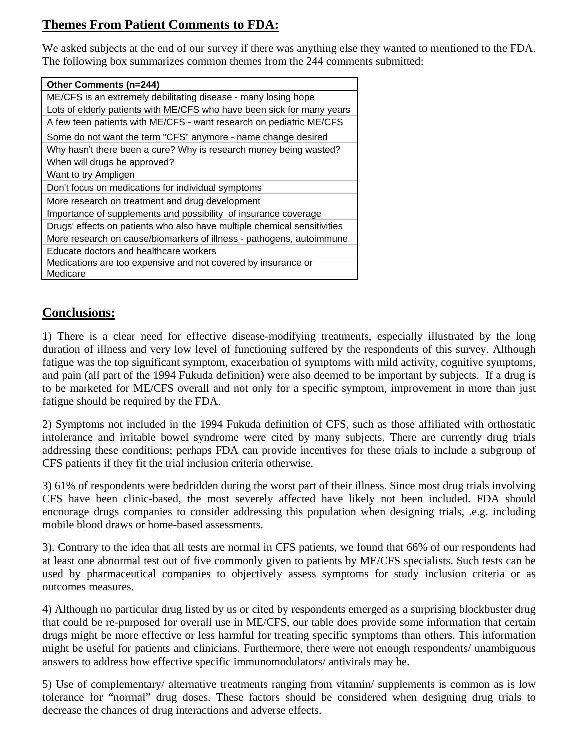## **Themes From Patient Comments to FDA:**

We asked subjects at the end of our survey if there was anything else they wanted to mentioned to the FDA. The following box summarizes common themes from the 244 comments submitted:

| Other Comments (n=244) |
|---|
| ME/CFS is an extremely debilitating disease - many losing hope |
| Lots of elderly patients with ME/CFS who have been sick for many years |
| A few teen patients with ME/CFS - want research on pediatric ME/CFS |
| Some do not want the term "CFS" anymore - name change desired |
| Why hasn't there been a cure? Why is research money being wasted? |
| When will drugs be approved? |
| Want to try Ampligen |
| Don't focus on medications for individual symptoms |
| More research on treatment and drug development |
| Importance of supplements and possibility of insurance coverage |
| Drugs' effects on patients who also have multiple chemical sensitivities |
| More research on cause/biomarkers of illness - pathogens, autoimmune |
| Educate doctors and healthcare workers |
| Medications are too expensive and not covered by insurance or Medicare |

## **Conclusions:**

1) There is a clear need for effective disease-modifying treatments, especially illustrated by the long duration of illness and very low level of functioning suffered by the respondents of this survey. Although fatigue was the top significant symptom, exacerbation of symptoms with mild activity, cognitive symptoms, and pain (all part of the 1994 Fukuda definition) were also deemed to be important by subjects. If a drug is to be marketed for ME/CFS overall and not only for a specific symptom, improvement in more than just fatigue should be required by the FDA.

2) Symptoms not included in the 1994 Fukuda definition of CFS, such as those affiliated with orthostatic intolerance and irritable bowel syndrome were cited by many subjects. There are currently drug trials addressing these conditions; perhaps FDA can provide incentives for these trials to include a subgroup of CFS patients if they fit the trial inclusion criteria otherwise.

3) 61% of respondents were bedridden during the worst part of their illness. Since most drug trials involving CFS have been clinic-based, the most severely affected have likely not been included. FDA should encourage drugs companies to consider addressing this population when designing trials, .e.g. including mobile blood draws or home-based assessments.

3). Contrary to the idea that all tests are normal in CFS patients, we found that 66% of our respondents had at least one abnormal test out of five commonly given to patients by ME/CFS specialists. Such tests can be used by pharmaceutical companies to objectively assess symptoms for study inclusion criteria or as outcomes measures.

4) Although no particular drug listed by us or cited by respondents emerged as a surprising blockbuster drug that could be re-purposed for overall use in ME/CFS, our table does provide some information that certain drugs might be more effective or less harmful for treating specific symptoms than others. This information might be useful for patients and clinicians. Furthermore, there were not enough respondents/ unambiguous answers to address how effective specific immunomodulators/ antivirals may be.

5) Use of complementary/ alternative treatments ranging from vitamin/ supplements is common as is low tolerance for "normal" drug doses. These factors should be considered when designing drug trials to decrease the chances of drug interactions and adverse effects.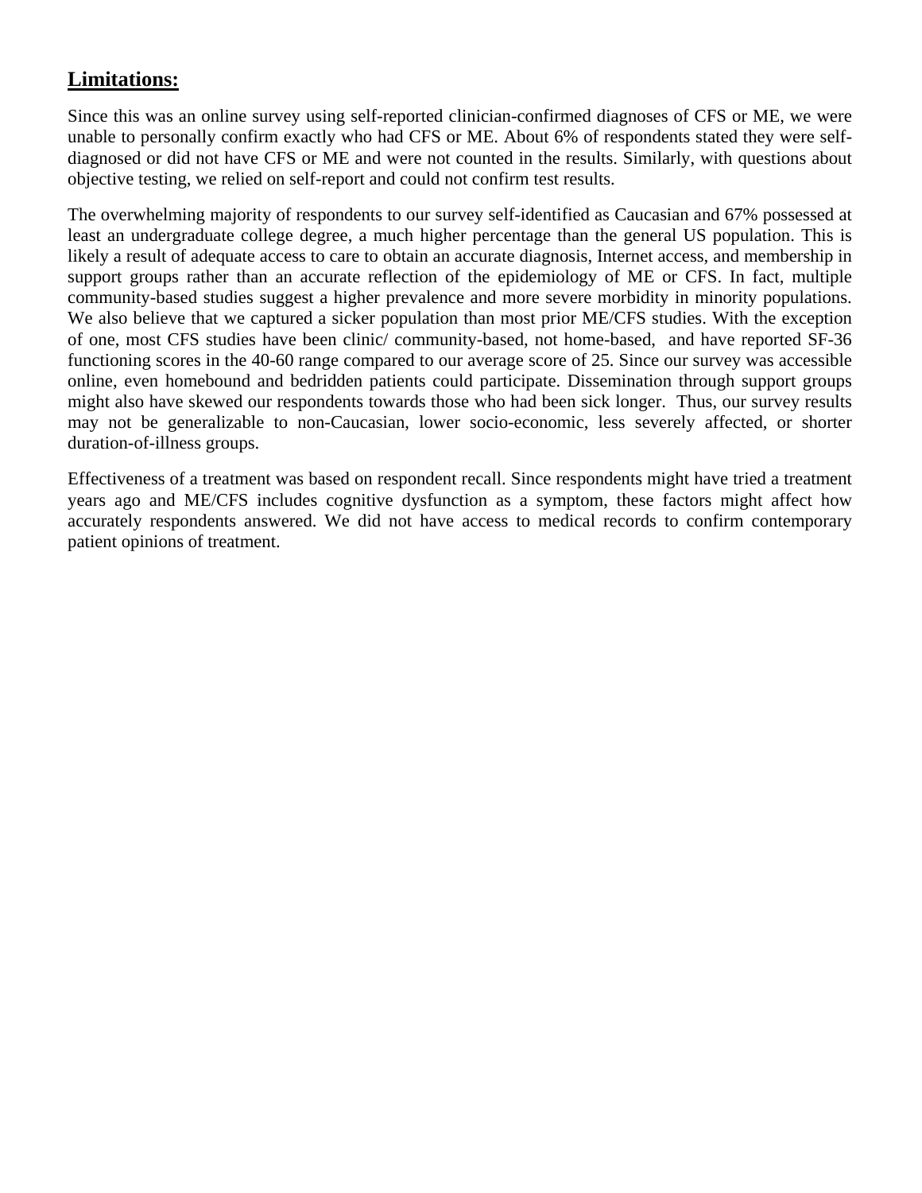## **Limitations:**

Since this was an online survey using self-reported clinician-confirmed diagnoses of CFS or ME, we were unable to personally confirm exactly who had CFS or ME. About 6% of respondents stated they were self-diagnosed or did not have CFS or ME and were not counted in the results. Similarly, with questions about objective testing, we relied on self-report and could not confirm test results.

The overwhelming majority of respondents to our survey self-identified as Caucasian and 67% possessed at least an undergraduate college degree, a much higher percentage than the general US population. This is likely a result of adequate access to care to obtain an accurate diagnosis, Internet access, and membership in support groups rather than an accurate reflection of the epidemiology of ME or CFS. In fact, multiple community-based studies suggest a higher prevalence and more severe morbidity in minority populations. We also believe that we captured a sicker population than most prior ME/CFS studies. With the exception of one, most CFS studies have been clinic/ community-based, not home-based, and have reported SF-36 functioning scores in the 40-60 range compared to our average score of 25. Since our survey was accessible online, even homebound and bedridden patients could participate. Dissemination through support groups might also have skewed our respondents towards those who had been sick longer. Thus, our survey results may not be generalizable to non-Caucasian, lower socio-economic, less severely affected, or shorter duration-of-illness groups.

Effectiveness of a treatment was based on respondent recall. Since respondents might have tried a treatment years ago and ME/CFS includes cognitive dysfunction as a symptom, these factors might affect how accurately respondents answered. We did not have access to medical records to confirm contemporary patient opinions of treatment.